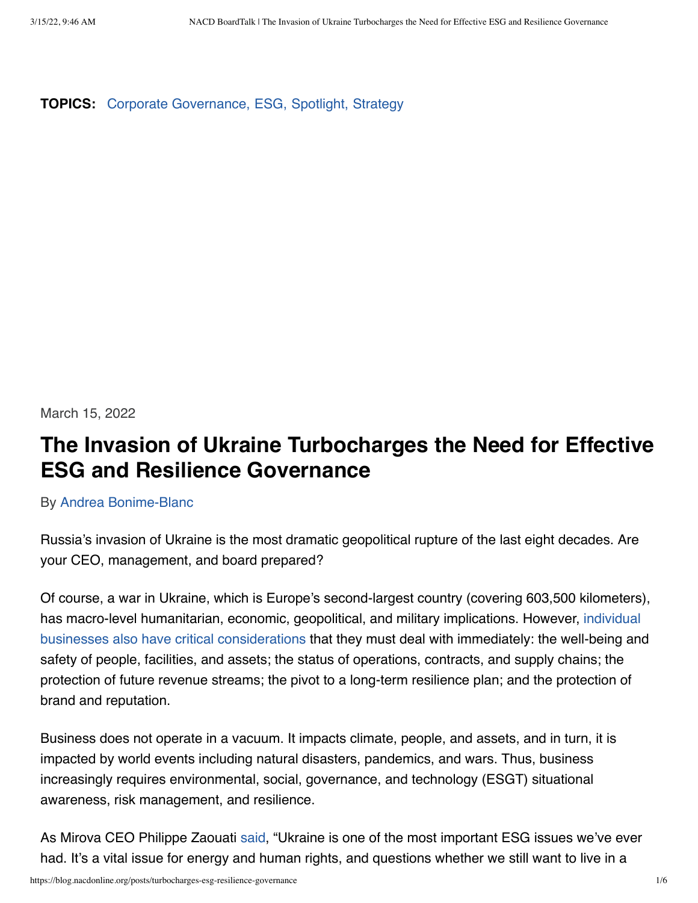**TOPICS:** Corporate Governance, ESG, Spotlight, Strategy

March 15, 2022

# The Invasion of Ukraine Turbocharges the Need for Effective ESG and Resilience Governance

By Andrea Bonime-Blanc

Russia's invasion of Ukraine is the most dramatic geopolitical rupture of the last eight decades. Are your CEO, management, and board prepared?

Of course, a war in Ukraine, which is Europe's second-largest country (covering 603,500 kilometers), has macro-level humanitarian, economic, geopolitical, and military implications. However, individual businesses also have critical considerations that they must deal with immediately: the well-being and safety of people, facilities, and assets; the status of operations, contracts, and supply chains; the protection of future revenue streams; the pivot to a long-term resilience plan; and the protection of brand and reputation.

Business does not operate in a vacuum. It impacts climate, people, and assets, and in turn, it is impacted by world events including natural disasters, pandemics, and wars. Thus, business increasingly requires environmental, social, governance, and technology (ESGT) situational awareness, risk management, and resilience.

As Mirova CEO Philippe Zaouati said, "Ukraine is one of the most important ESG issues we've ever had. It's a vital issue for energy and human rights, and questions whether we still want to live in a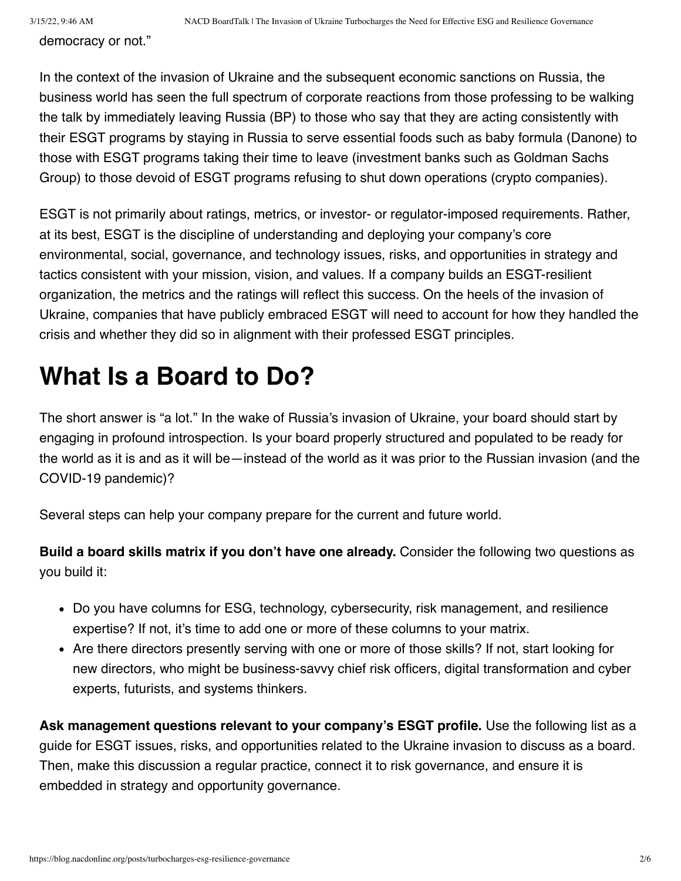democracy or not."

In the context of the invasion of Ukraine and the subsequent economic sanctions on Russia, the business world has seen the full spectrum of corporate reactions from those professing to be walking the talk by immediately leaving Russia (BP) to those who say that they are acting consistently with their ESGT programs by staying in Russia to serve essential foods such as baby formula (Danone) to those with ESGT programs taking their time to leave (investment banks such as Goldman Sachs Group) to those devoid of ESGT programs refusing to shut down operations (crypto companies).

ESGT is not primarily about ratings, metrics, or investor- or regulator-imposed requirements. Rather, at its best, ESGT is the discipline of understanding and deploying your company's core environmental, social, governance, and technology issues, risks, and opportunities in strategy and tactics consistent with your mission, vision, and values. If a company builds an ESGT-resilient organization, the metrics and the ratings will reflect this success. On the heels of the invasion of Ukraine, companies that have publicly embraced ESGT will need to account for how they handled the crisis and whether they did so in alignment with their professed ESGT principles.

# What Is a Board to Do?

The short answer is "a lot." In the wake of Russia's invasion of Ukraine, your board should start by engaging in profound introspection. Is your board properly structured and populated to be ready for the world as it is and as it will be—instead of the world as it was prior to the Russian invasion (and the COVID-19 pandemic)?

Several steps can help your company prepare for the current and future world.

**Build a board skills matrix if you don't have one already.** Consider the following two questions as you build it:

- Do you have columns for ESG, technology, cybersecurity, risk management, and resilience expertise? If not, it's time to add one or more of these columns to your matrix.
- Are there directors presently serving with one or more of those skills? If not, start looking for new directors, who might be business-savvy chief risk officers, digital transformation and cyber experts, futurists, and systems thinkers.

**Ask management questions relevant to your company's ESGT profile.** Use the following list as a guide for ESGT issues, risks, and opportunities related to the Ukraine invasion to discuss as a board. Then, make this discussion a regular practice, connect it to risk governance, and ensure it is embedded in strategy and opportunity governance.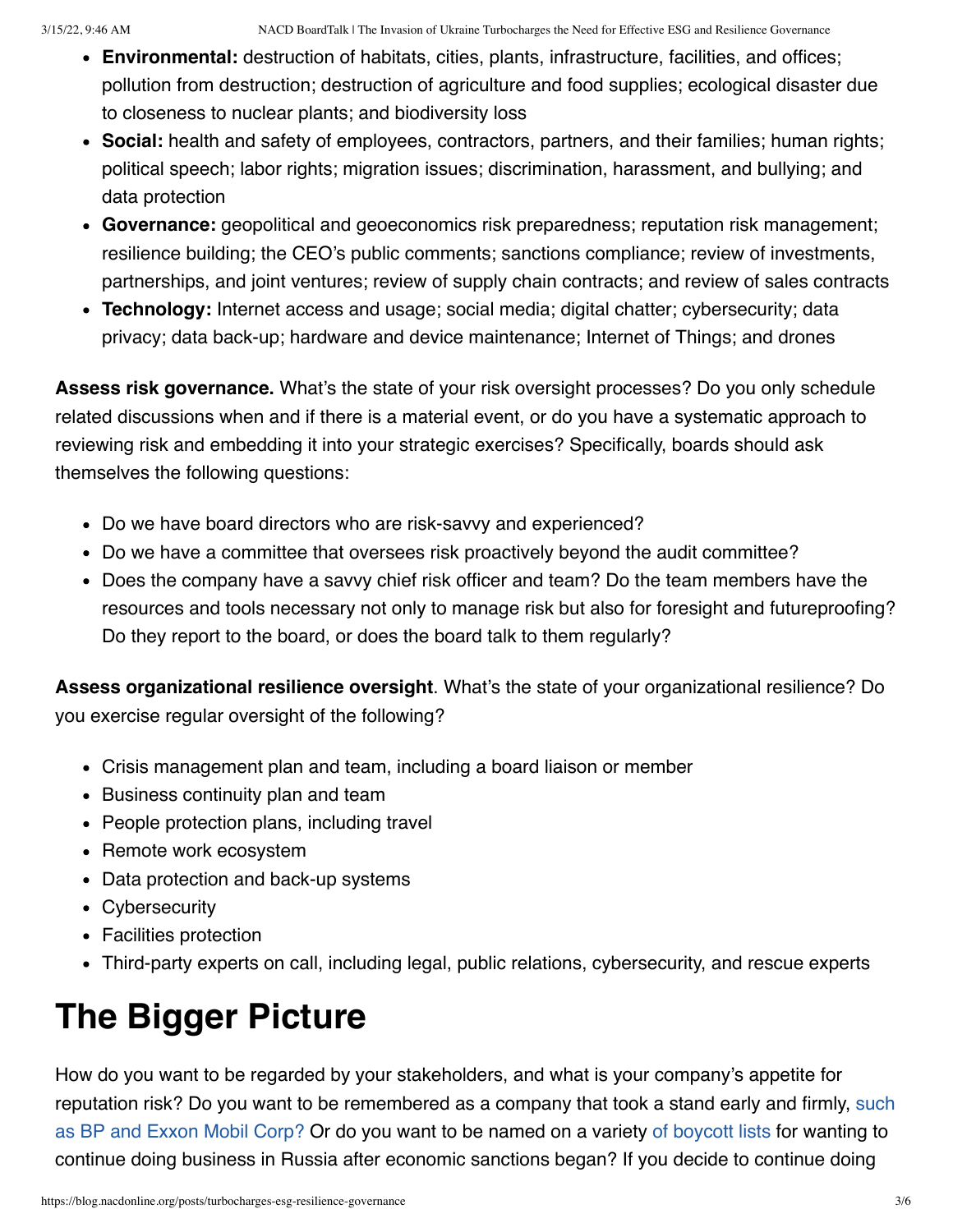- **Environmental:** destruction of habitats, cities, plants, infrastructure, facilities, and offices; pollution from destruction; destruction of agriculture and food supplies; ecological disaster due to closeness to nuclear plants; and biodiversity loss
- **Social:** health and safety of employees, contractors, partners, and their families; human rights; political speech; labor rights; migration issues; discrimination, harassment, and bullying; and data protection
- **Governance:** geopolitical and geoeconomics risk preparedness; reputation risk management; resilience building; the CEO's public comments; sanctions compliance; review of investments, partnerships, and joint ventures; review of supply chain contracts; and review of sales contracts
- **Technology:** Internet access and usage; social media; digital chatter; cybersecurity; data privacy; data back-up; hardware and device maintenance; Internet of Things; and drones

**Assess risk governance.** What's the state of your risk oversight processes? Do you only schedule related discussions when and if there is a material event, or do you have a systematic approach to reviewing risk and embedding it into your strategic exercises? Specifically, boards should ask themselves the following questions:

- Do we have board directors who are risk-savvy and experienced?
- Do we have a committee that oversees risk proactively beyond the audit committee?
- Does the company have a savvy chief risk officer and team? Do the team members have the resources and tools necessary not only to manage risk but also for foresight and futureproofing? Do they report to the board, or does the board talk to them regularly?

**Assess organizational resilience oversight**. What's the state of your organizational resilience? Do you exercise regular oversight of the following?

- Crisis management plan and team, including a board liaison or member
- Business continuity plan and team
- People protection plans, including travel
- Remote work ecosystem
- Data protection and back-up systems
- Cybersecurity
- Facilities protection
- Third-party experts on call, including legal, public relations, cybersecurity, and rescue experts

# The Bigger Picture

How do you want to be regarded by your stakeholders, and what is your company's appetite for reputation risk? Do you want to be remembered as a company that took a stand early and firmly, such as BP and Exxon Mobil Corp? Or do you want to be named on a variety of boycott lists for wanting to continue doing business in Russia after economic sanctions began? If you decide to continue doing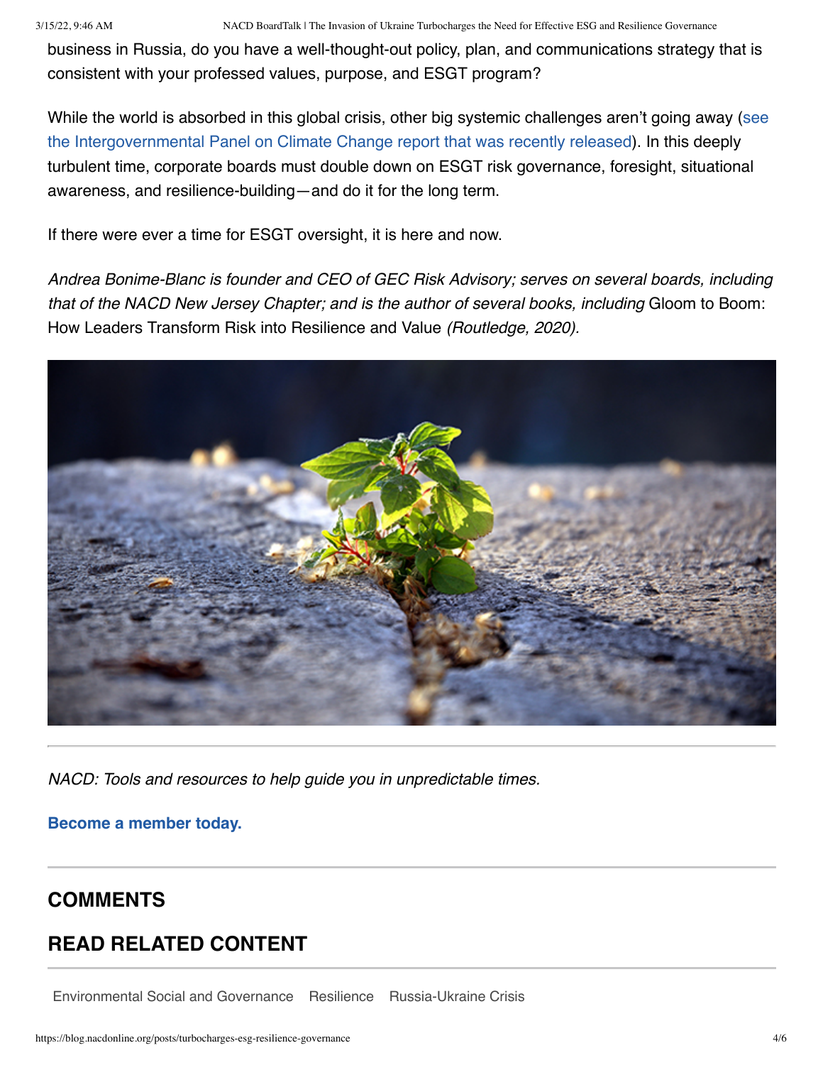business in Russia, do you have a well-thought-out policy, plan, and communications strategy that is consistent with your professed values, purpose, and ESGT program?

While the world is absorbed in this global crisis, other big systemic challenges aren't going away (see the Intergovernmental Panel on Climate Change report that was recently released). In this deeply turbulent time, corporate boards must double down on ESGT risk governance, foresight, situational awareness, and resilience-building—and do it for the long term.

If there were ever a time for ESGT oversight, it is here and now.

*Andrea Bonime-Blanc is founder and CEO of GEC Risk Advisory; serves on several boards, including that of the NACD New Jersey Chapter; and is the author of several books, including* Gloom to Boom: How Leaders Transform Risk into Resilience and Value *(Routledge, 2020).*

---

*NACD: Tools and resources to help guide you in unpredictable times.*

**Become a member today.**

---

## COMMENTS

## READ RELATED CONTENT

---

Environmental Social and Governance    Resilience    Russia-Ukraine Crisis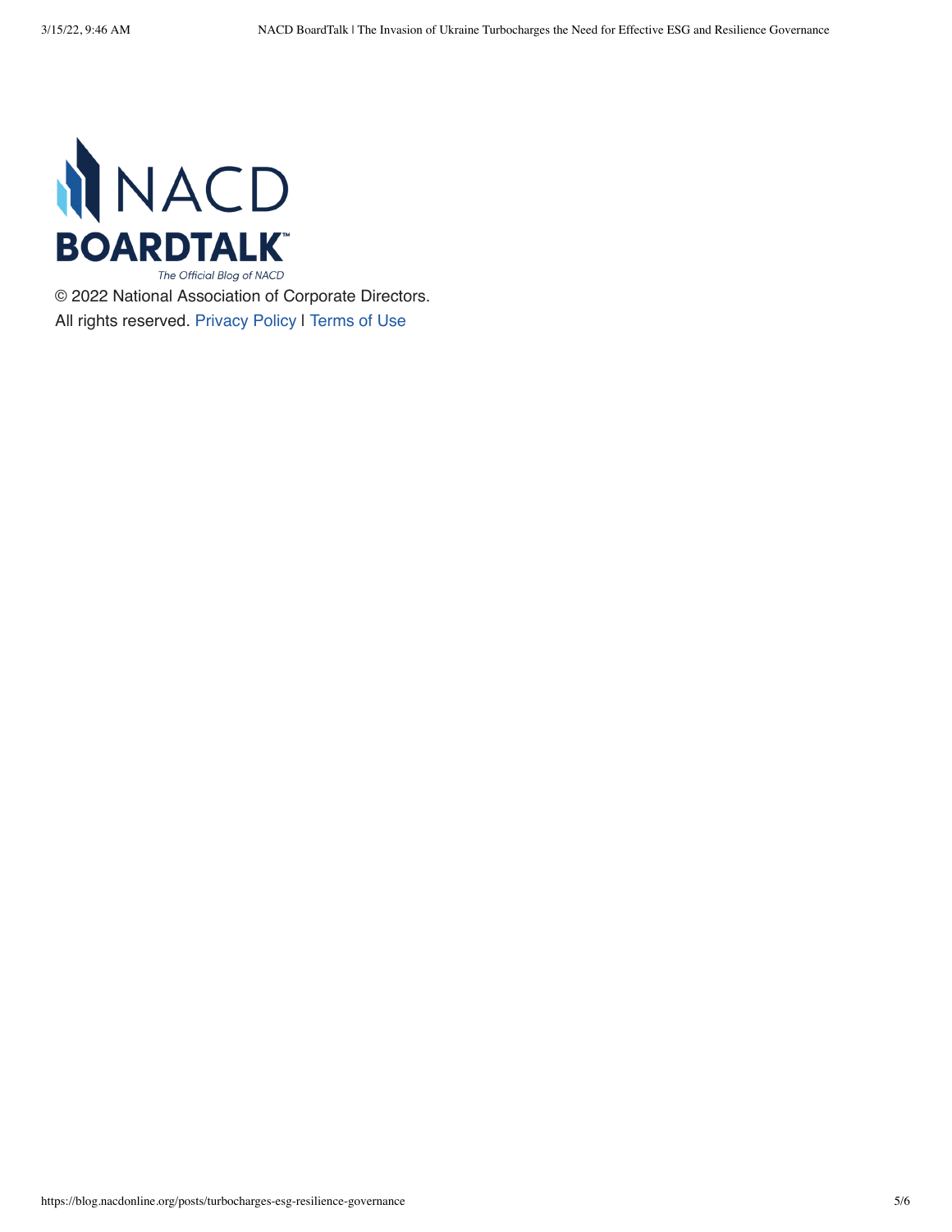NACD
BOARDTALK™
*The Official Blog of NACD*

© 2022 National Association of Corporate Directors.
All rights reserved. Privacy Policy | Terms of Use